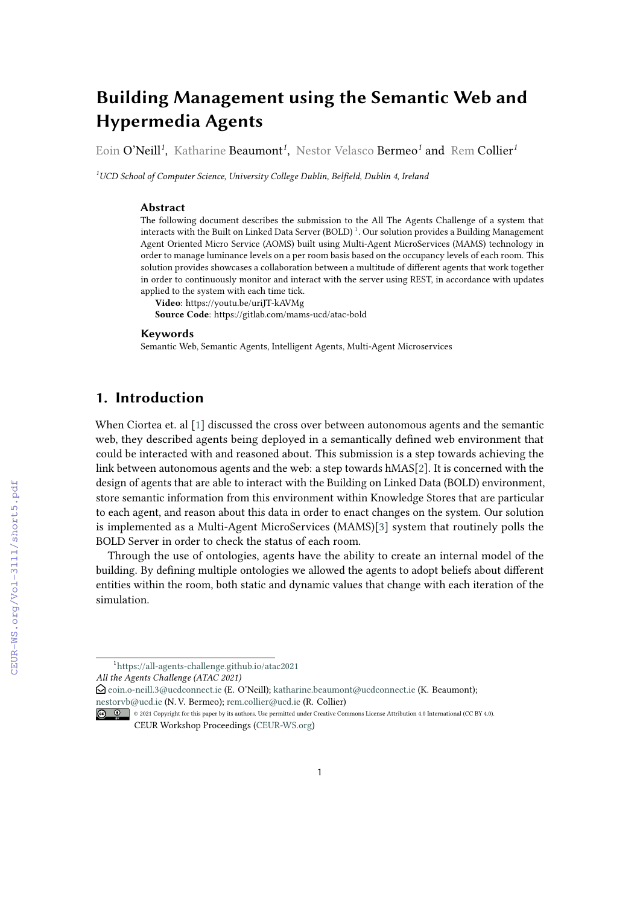// Building Management using the Semantic Web and Hypermedia Agents

Eoin O'Neill[1], Katharine Beaumont[1], Nestor Velasco Bermeo[1] and Rem Collier[1]

[1]UCD School of Computer Science, University College Dublin, Belfield, Dublin 4, Ireland

### Abstract

The following document describes the submission to the All The Agents Challenge of a system that interacts with the Built on Linked Data Server (BOLD) [1]. Our solution provides a Building Management Agent Oriented Micro Service (AOMS) built using Multi-Agent MicroServices (MAMS) technology in order to manage luminance levels on a per room basis based on the occupancy levels of each room. This solution provides showcases a collaboration between a multitude of different agents that work together in order to continuously monitor and interact with the server using REST, in accordance with updates applied to the system with each time tick.

**Video**: https://youtu.be/uriJT-kAVMg

**Source Code**: https://gitlab.com/mams-ucd/atac-bold

### Keywords

Semantic Web, Semantic Agents, Intelligent Agents, Multi-Agent Microservices

## 1. Introduction

When Ciortea et. al [1] discussed the cross over between autonomous agents and the semantic web, they described agents being deployed in a semantically defined web environment that could be interacted with and reasoned about. This submission is a step towards achieving the link between autonomous agents and the web: a step towards hMAS[2]. It is concerned with the design of agents that are able to interact with the Building on Linked Data (BOLD) environment, store semantic information from this environment within Knowledge Stores that are particular to each agent, and reason about this data in order to enact changes on the system. Our solution is implemented as a Multi-Agent MicroServices (MAMS)[3] system that routinely polls the BOLD Server in order to check the status of each room.

Through the use of ontologies, agents have the ability to create an internal model of the building. By defining multiple ontologies we allowed the agents to adopt beliefs about different entities within the room, both static and dynamic values that change with each iteration of the simulation.

---

[1]https://all-agents-challenge.github.io/atac2021

*All the Agents Challenge (ATAC 2021)*

eoin.o-neill.3@ucdconnect.ie (E. O'Neill); katharine.beaumont@ucdconnect.ie (K. Beaumont); nestorvb@ucd.ie (N. V. Bermeo); rem.collier@ucd.ie (R. Collier)

© 2021 Copyright for this paper by its authors. Use permitted under Creative Commons License Attribution 4.0 International (CC BY 4.0).

CEUR Workshop Proceedings (CEUR-WS.org)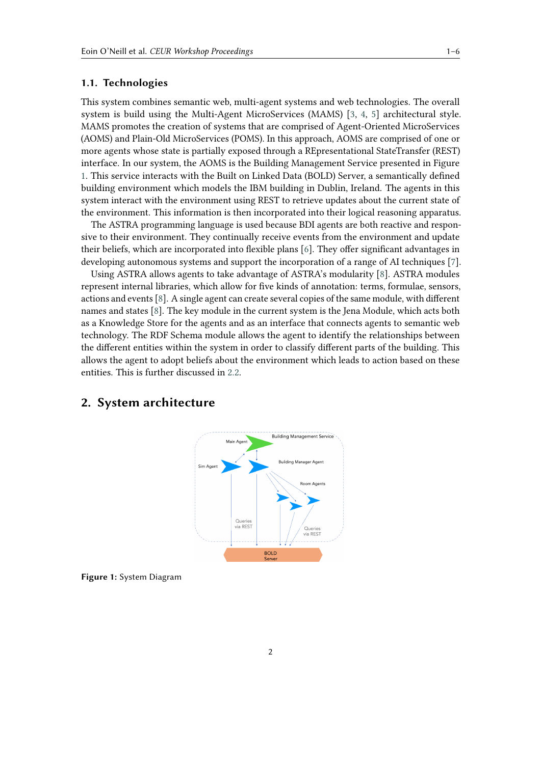### 1.1. Technologies

This system combines semantic web, multi-agent systems and web technologies. The overall system is build using the Multi-Agent MicroServices (MAMS) [3, 4, 5] architectural style. MAMS promotes the creation of systems that are comprised of Agent-Oriented MicroServices (AOMS) and Plain-Old MicroServices (POMS). In this approach, AOMS are comprised of one or more agents whose state is partially exposed through a REpresentational StateTransfer (REST) interface. In our system, the AOMS is the Building Management Service presented in Figure 1. This service interacts with the Built on Linked Data (BOLD) Server, a semantically defined building environment which models the IBM building in Dublin, Ireland. The agents in this system interact with the environment using REST to retrieve updates about the current state of the environment. This information is then incorporated into their logical reasoning apparatus.

The ASTRA programming language is used because BDI agents are both reactive and responsive to their environment. They continually receive events from the environment and update their beliefs, which are incorporated into flexible plans [6]. They offer significant advantages in developing autonomous systems and support the incorporation of a range of AI techniques [7].

Using ASTRA allows agents to take advantage of ASTRA's modularity [8]. ASTRA modules represent internal libraries, which allow for five kinds of annotation: terms, formulae, sensors, actions and events [8]. A single agent can create several copies of the same module, with different names and states [8]. The key module in the current system is the Jena Module, which acts both as a Knowledge Store for the agents and as an interface that connects agents to semantic web technology. The RDF Schema module allows the agent to identify the relationships between the different entities within the system in order to classify different parts of the building. This allows the agent to adopt beliefs about the environment which leads to action based on these entities. This is further discussed in 2.2.

## 2. System architecture

**Figure 1:** System Diagram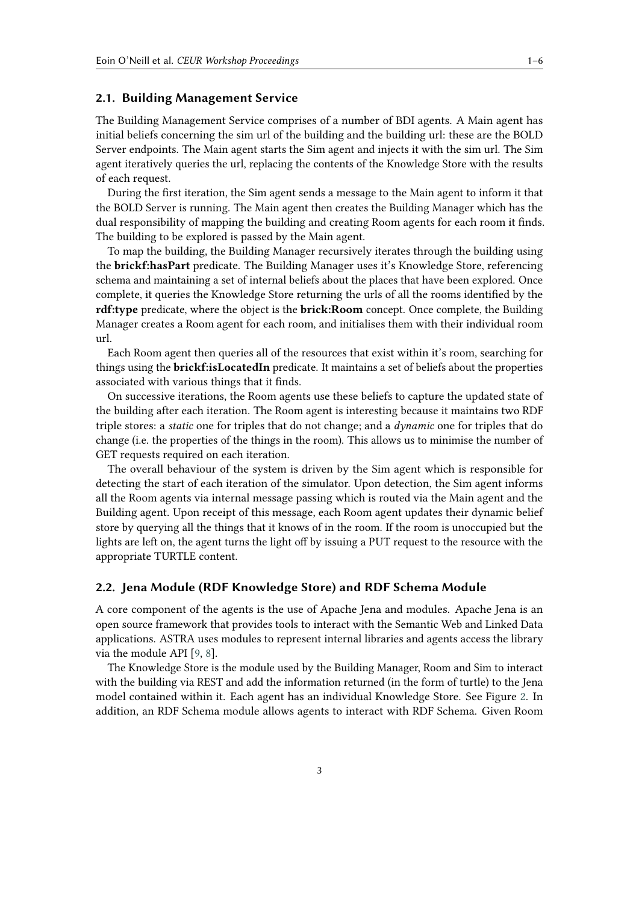### 2.1. Building Management Service

The Building Management Service comprises of a number of BDI agents. A Main agent has initial beliefs concerning the sim url of the building and the building url: these are the BOLD Server endpoints. The Main agent starts the Sim agent and injects it with the sim url. The Sim agent iteratively queries the url, replacing the contents of the Knowledge Store with the results of each request.

During the first iteration, the Sim agent sends a message to the Main agent to inform it that the BOLD Server is running. The Main agent then creates the Building Manager which has the dual responsibility of mapping the building and creating Room agents for each room it finds. The building to be explored is passed by the Main agent.

To map the building, the Building Manager recursively iterates through the building using the **brickf:hasPart** predicate. The Building Manager uses it's Knowledge Store, referencing schema and maintaining a set of internal beliefs about the places that have been explored. Once complete, it queries the Knowledge Store returning the urls of all the rooms identified by the **rdf:type** predicate, where the object is the **brick:Room** concept. Once complete, the Building Manager creates a Room agent for each room, and initialises them with their individual room url.

Each Room agent then queries all of the resources that exist within it's room, searching for things using the **brickf:isLocatedIn** predicate. It maintains a set of beliefs about the properties associated with various things that it finds.

On successive iterations, the Room agents use these beliefs to capture the updated state of the building after each iteration. The Room agent is interesting because it maintains two RDF triple stores: a *static* one for triples that do not change; and a *dynamic* one for triples that do change (i.e. the properties of the things in the room). This allows us to minimise the number of GET requests required on each iteration.

The overall behaviour of the system is driven by the Sim agent which is responsible for detecting the start of each iteration of the simulator. Upon detection, the Sim agent informs all the Room agents via internal message passing which is routed via the Main agent and the Building agent. Upon receipt of this message, each Room agent updates their dynamic belief store by querying all the things that it knows of in the room. If the room is unoccupied but the lights are left on, the agent turns the light off by issuing a PUT request to the resource with the appropriate TURTLE content.

### 2.2. Jena Module (RDF Knowledge Store) and RDF Schema Module

A core component of the agents is the use of Apache Jena and modules. Apache Jena is an open source framework that provides tools to interact with the Semantic Web and Linked Data applications. ASTRA uses modules to represent internal libraries and agents access the library via the module API [9, 8].

The Knowledge Store is the module used by the Building Manager, Room and Sim to interact with the building via REST and add the information returned (in the form of turtle) to the Jena model contained within it. Each agent has an individual Knowledge Store. See Figure 2. In addition, an RDF Schema module allows agents to interact with RDF Schema. Given Room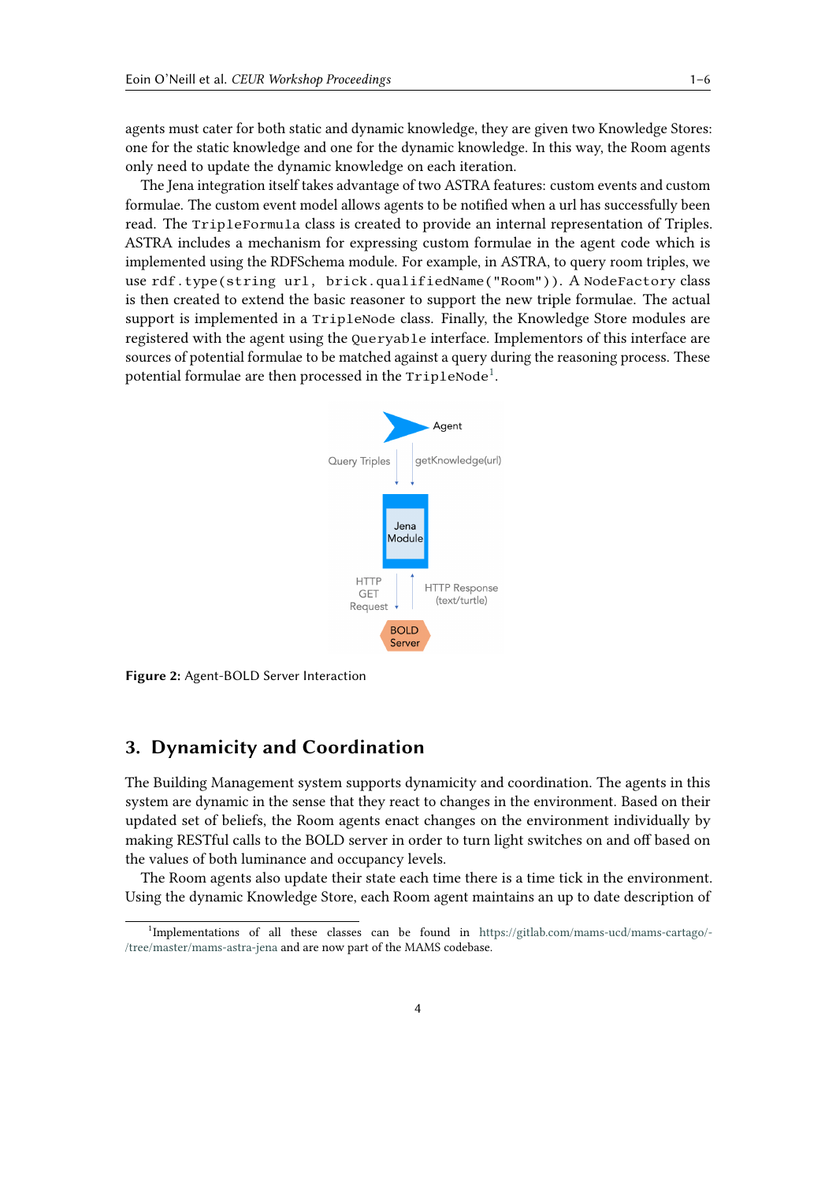agents must cater for both static and dynamic knowledge, they are given two Knowledge Stores: one for the static knowledge and one for the dynamic knowledge. In this way, the Room agents only need to update the dynamic knowledge on each iteration.

The Jena integration itself takes advantage of two ASTRA features: custom events and custom formulae. The custom event model allows agents to be notified when a url has successfully been read. The `TripleFormula` class is created to provide an internal representation of Triples. ASTRA includes a mechanism for expressing custom formulae in the agent code which is implemented using the RDFSchema module. For example, in ASTRA, to query room triples, we use `rdf.type(string url, brick.qualifiedName("Room"))`. A `NodeFactory` class is then created to extend the basic reasoner to support the new triple formulae. The actual support is implemented in a `TripleNode` class. Finally, the Knowledge Store modules are registered with the agent using the `Queryable` interface. Implementors of this interface are sources of potential formulae to be matched against a query during the reasoning process. These potential formulae are then processed in the `TripleNode`[1].

**Figure 2:** Agent-BOLD Server Interaction

## 3. Dynamicity and Coordination

The Building Management system supports dynamicity and coordination. The agents in this system are dynamic in the sense that they react to changes in the environment. Based on their updated set of beliefs, the Room agents enact changes on the environment individually by making RESTful calls to the BOLD server in order to turn light switches on and off based on the values of both luminance and occupancy levels.

The Room agents also update their state each time there is a time tick in the environment. Using the dynamic Knowledge Store, each Room agent maintains an up to date description of

[1] Implementations of all these classes can be found in https://gitlab.com/mams-ucd/mams-cartago/-/tree/master/mams-astra-jena and are now part of the MAMS codebase.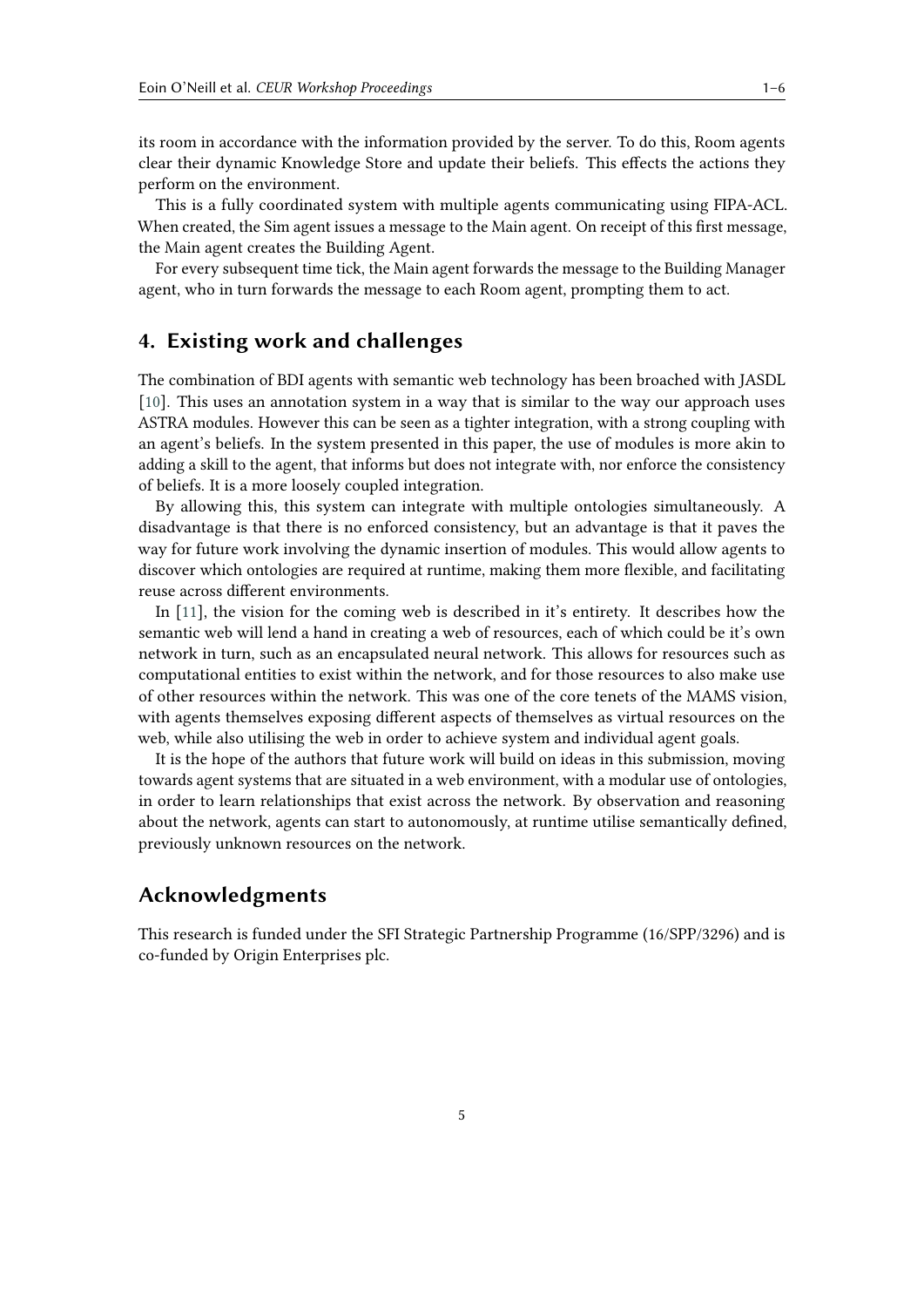its room in accordance with the information provided by the server. To do this, Room agents clear their dynamic Knowledge Store and update their beliefs. This effects the actions they perform on the environment.

This is a fully coordinated system with multiple agents communicating using FIPA-ACL. When created, the Sim agent issues a message to the Main agent. On receipt of this first message, the Main agent creates the Building Agent.

For every subsequent time tick, the Main agent forwards the message to the Building Manager agent, who in turn forwards the message to each Room agent, prompting them to act.

## 4. Existing work and challenges

The combination of BDI agents with semantic web technology has been broached with JASDL [10]. This uses an annotation system in a way that is similar to the way our approach uses ASTRA modules. However this can be seen as a tighter integration, with a strong coupling with an agent's beliefs. In the system presented in this paper, the use of modules is more akin to adding a skill to the agent, that informs but does not integrate with, nor enforce the consistency of beliefs. It is a more loosely coupled integration.

By allowing this, this system can integrate with multiple ontologies simultaneously. A disadvantage is that there is no enforced consistency, but an advantage is that it paves the way for future work involving the dynamic insertion of modules. This would allow agents to discover which ontologies are required at runtime, making them more flexible, and facilitating reuse across different environments.

In [11], the vision for the coming web is described in it's entirety. It describes how the semantic web will lend a hand in creating a web of resources, each of which could be it's own network in turn, such as an encapsulated neural network. This allows for resources such as computational entities to exist within the network, and for those resources to also make use of other resources within the network. This was one of the core tenets of the MAMS vision, with agents themselves exposing different aspects of themselves as virtual resources on the web, while also utilising the web in order to achieve system and individual agent goals.

It is the hope of the authors that future work will build on ideas in this submission, moving towards agent systems that are situated in a web environment, with a modular use of ontologies, in order to learn relationships that exist across the network. By observation and reasoning about the network, agents can start to autonomously, at runtime utilise semantically defined, previously unknown resources on the network.

## Acknowledgments

This research is funded under the SFI Strategic Partnership Programme (16/SPP/3296) and is co-funded by Origin Enterprises plc.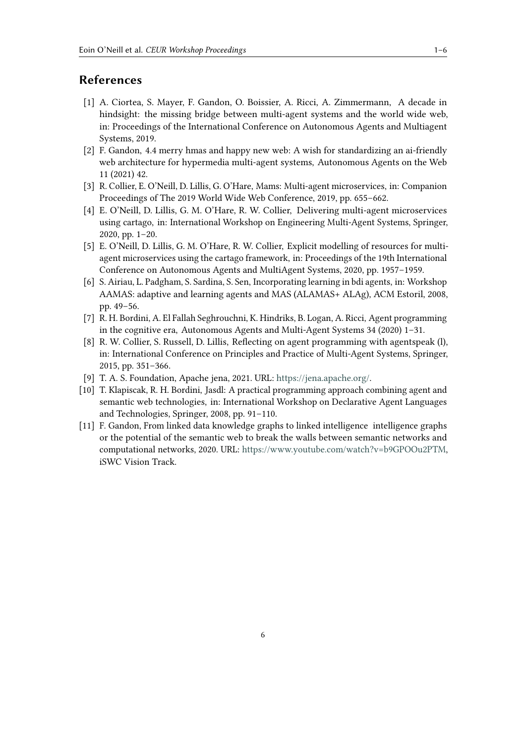## References

[1] A. Ciortea, S. Mayer, F. Gandon, O. Boissier, A. Ricci, A. Zimmermann, A decade in hindsight: the missing bridge between multi-agent systems and the world wide web, in: Proceedings of the International Conference on Autonomous Agents and Multiagent Systems, 2019.

[2] F. Gandon, 4.4 merry hmas and happy new web: A wish for standardizing an ai-friendly web architecture for hypermedia multi-agent systems, Autonomous Agents on the Web 11 (2021) 42.

[3] R. Collier, E. O'Neill, D. Lillis, G. O'Hare, Mams: Multi-agent microservices, in: Companion Proceedings of The 2019 World Wide Web Conference, 2019, pp. 655–662.

[4] E. O'Neill, D. Lillis, G. M. O'Hare, R. W. Collier, Delivering multi-agent microservices using cartago, in: International Workshop on Engineering Multi-Agent Systems, Springer, 2020, pp. 1–20.

[5] E. O'Neill, D. Lillis, G. M. O'Hare, R. W. Collier, Explicit modelling of resources for multi-agent microservices using the cartago framework, in: Proceedings of the 19th International Conference on Autonomous Agents and MultiAgent Systems, 2020, pp. 1957–1959.

[6] S. Airiau, L. Padgham, S. Sardina, S. Sen, Incorporating learning in bdi agents, in: Workshop AAMAS: adaptive and learning agents and MAS (ALAMAS+ ALAg), ACM Estoril, 2008, pp. 49–56.

[7] R. H. Bordini, A. El Fallah Seghrouchni, K. Hindriks, B. Logan, A. Ricci, Agent programming in the cognitive era, Autonomous Agents and Multi-Agent Systems 34 (2020) 1–31.

[8] R. W. Collier, S. Russell, D. Lillis, Reflecting on agent programming with agentspeak (l), in: International Conference on Principles and Practice of Multi-Agent Systems, Springer, 2015, pp. 351–366.

[9] T. A. S. Foundation, Apache jena, 2021. URL: https://jena.apache.org/.

[10] T. Klapiscak, R. H. Bordini, Jasdl: A practical programming approach combining agent and semantic web technologies, in: International Workshop on Declarative Agent Languages and Technologies, Springer, 2008, pp. 91–110.

[11] F. Gandon, From linked data knowledge graphs to linked intelligence intelligence graphs or the potential of the semantic web to break the walls between semantic networks and computational networks, 2020. URL: https://www.youtube.com/watch?v=b9GPOOu2PTM, iSWC Vision Track.